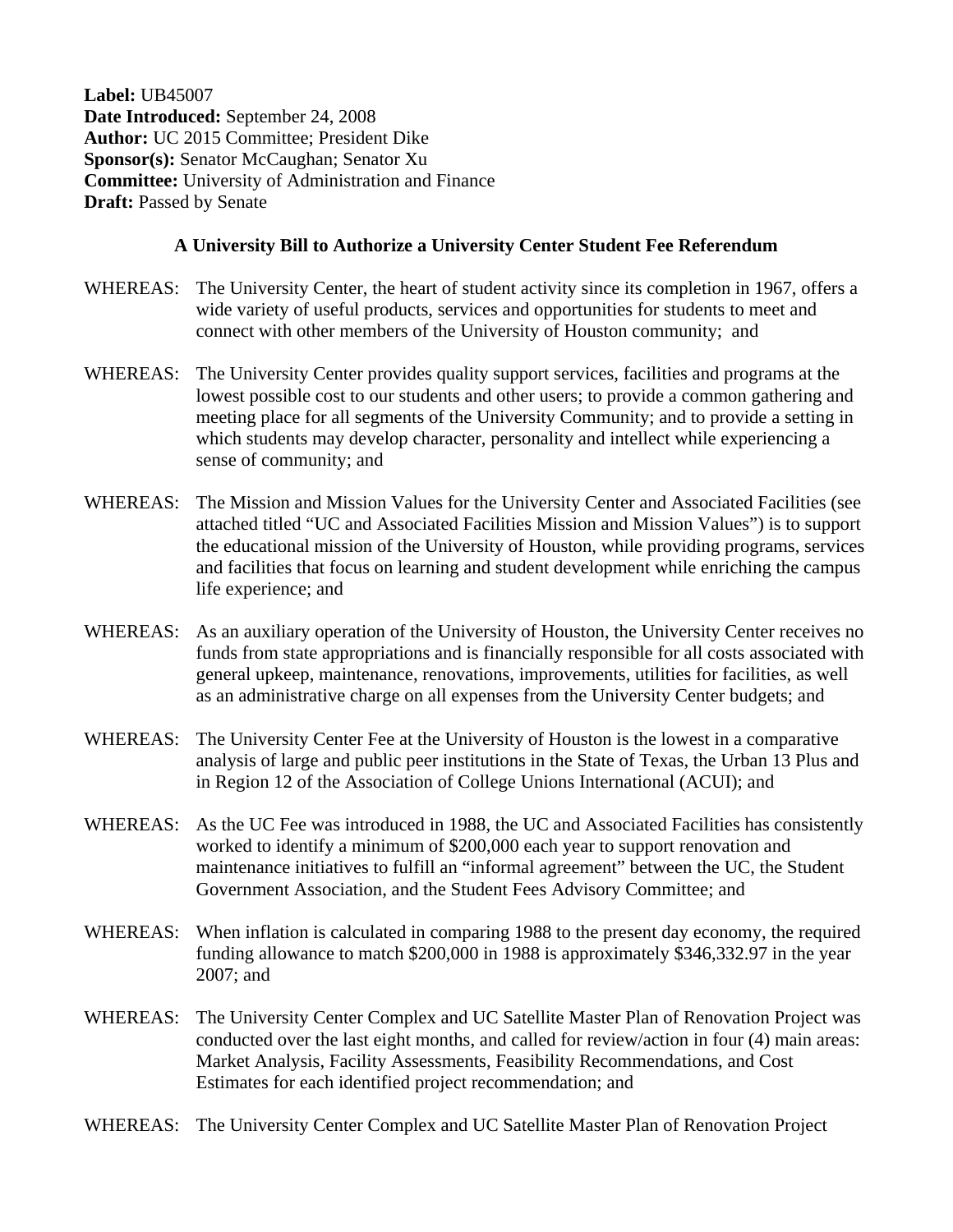**Label:** UB45007
**Date Introduced:** September 24, 2008
**Author:** UC 2015 Committee; President Dike
**Sponsor(s):** Senator McCaughan; Senator Xu
**Committee:** University of Administration and Finance
**Draft:** Passed by Senate

## A University Bill to Authorize a University Center Student Fee Referendum

WHEREAS: The University Center, the heart of student activity since its completion in 1967, offers a wide variety of useful products, services and opportunities for students to meet and connect with other members of the University of Houston community; and

WHEREAS: The University Center provides quality support services, facilities and programs at the lowest possible cost to our students and other users; to provide a common gathering and meeting place for all segments of the University Community; and to provide a setting in which students may develop character, personality and intellect while experiencing a sense of community; and

WHEREAS: The Mission and Mission Values for the University Center and Associated Facilities (see attached titled "UC and Associated Facilities Mission and Mission Values") is to support the educational mission of the University of Houston, while providing programs, services and facilities that focus on learning and student development while enriching the campus life experience; and

WHEREAS: As an auxiliary operation of the University of Houston, the University Center receives no funds from state appropriations and is financially responsible for all costs associated with general upkeep, maintenance, renovations, improvements, utilities for facilities, as well as an administrative charge on all expenses from the University Center budgets; and

WHEREAS: The University Center Fee at the University of Houston is the lowest in a comparative analysis of large and public peer institutions in the State of Texas, the Urban 13 Plus and in Region 12 of the Association of College Unions International (ACUI); and

WHEREAS: As the UC Fee was introduced in 1988, the UC and Associated Facilities has consistently worked to identify a minimum of $200,000 each year to support renovation and maintenance initiatives to fulfill an "informal agreement" between the UC, the Student Government Association, and the Student Fees Advisory Committee; and

WHEREAS: When inflation is calculated in comparing 1988 to the present day economy, the required funding allowance to match $200,000 in 1988 is approximately $346,332.97 in the year 2007; and

WHEREAS: The University Center Complex and UC Satellite Master Plan of Renovation Project was conducted over the last eight months, and called for review/action in four (4) main areas: Market Analysis, Facility Assessments, Feasibility Recommendations, and Cost Estimates for each identified project recommendation; and

WHEREAS: The University Center Complex and UC Satellite Master Plan of Renovation Project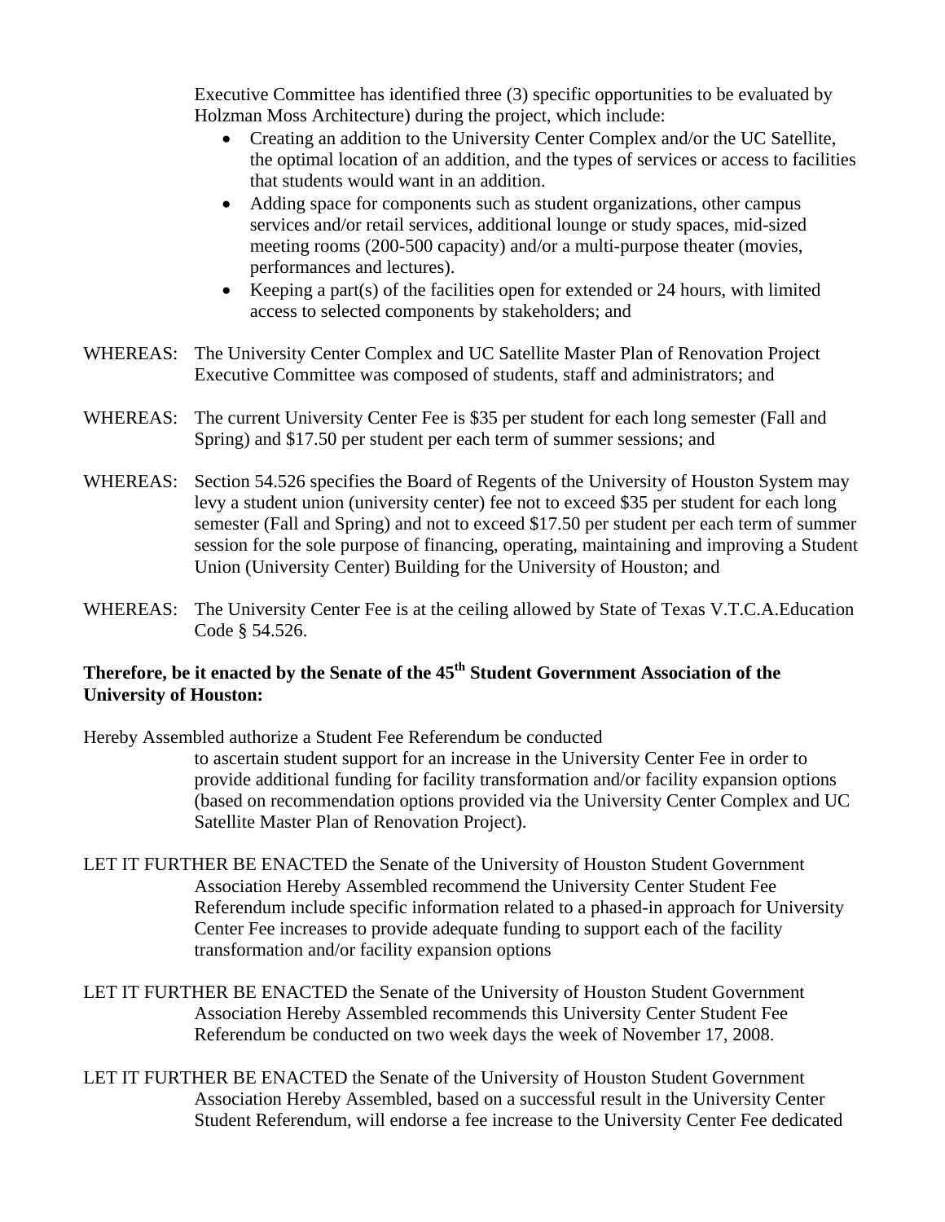Executive Committee has identified three (3) specific opportunities to be evaluated by Holzman Moss Architecture) during the project, which include:

- Creating an addition to the University Center Complex and/or the UC Satellite, the optimal location of an addition, and the types of services or access to facilities that students would want in an addition.
- Adding space for components such as student organizations, other campus services and/or retail services, additional lounge or study spaces, mid-sized meeting rooms (200-500 capacity) and/or a multi-purpose theater (movies, performances and lectures).
- Keeping a part(s) of the facilities open for extended or 24 hours, with limited access to selected components by stakeholders; and

WHEREAS: The University Center Complex and UC Satellite Master Plan of Renovation Project Executive Committee was composed of students, staff and administrators; and

WHEREAS: The current University Center Fee is $35 per student for each long semester (Fall and Spring) and $17.50 per student per each term of summer sessions; and

WHEREAS: Section 54.526 specifies the Board of Regents of the University of Houston System may levy a student union (university center) fee not to exceed $35 per student for each long semester (Fall and Spring) and not to exceed $17.50 per student per each term of summer session for the sole purpose of financing, operating, maintaining and improving a Student Union (University Center) Building for the University of Houston; and

WHEREAS: The University Center Fee is at the ceiling allowed by State of Texas V.T.C.A.Education Code § 54.526.

**Therefore, be it enacted by the Senate of the 45th Student Government Association of the University of Houston:**

Hereby Assembled authorize a Student Fee Referendum be conducted to ascertain student support for an increase in the University Center Fee in order to provide additional funding for facility transformation and/or facility expansion options (based on recommendation options provided via the University Center Complex and UC Satellite Master Plan of Renovation Project).

LET IT FURTHER BE ENACTED the Senate of the University of Houston Student Government Association Hereby Assembled recommend the University Center Student Fee Referendum include specific information related to a phased-in approach for University Center Fee increases to provide adequate funding to support each of the facility transformation and/or facility expansion options

LET IT FURTHER BE ENACTED the Senate of the University of Houston Student Government Association Hereby Assembled recommends this University Center Student Fee Referendum be conducted on two week days the week of November 17, 2008.

LET IT FURTHER BE ENACTED the Senate of the University of Houston Student Government Association Hereby Assembled, based on a successful result in the University Center Student Referendum, will endorse a fee increase to the University Center Fee dedicated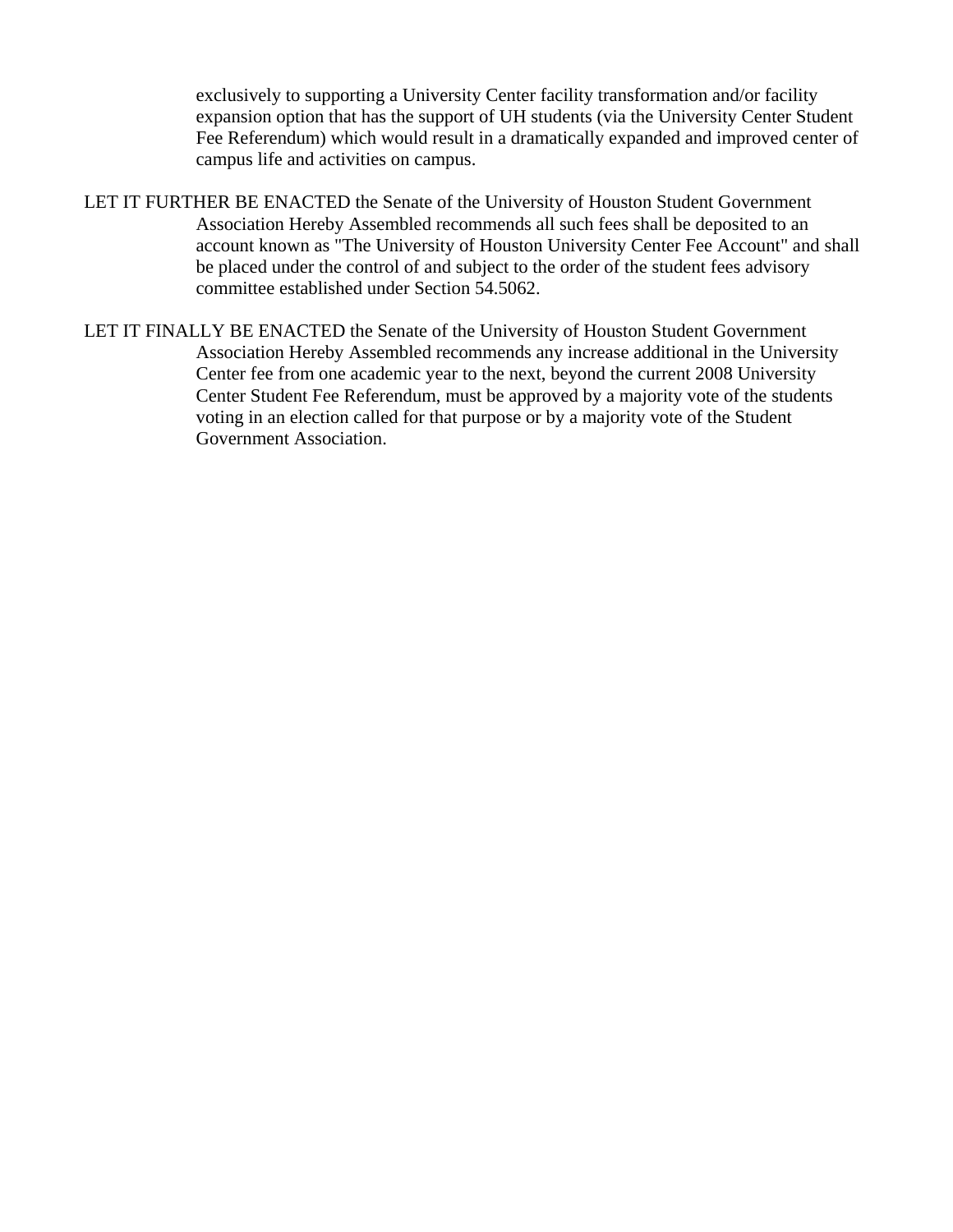exclusively to supporting a University Center facility transformation and/or facility expansion option that has the support of UH students (via the University Center Student Fee Referendum) which would result in a dramatically expanded and improved center of campus life and activities on campus.

LET IT FURTHER BE ENACTED the Senate of the University of Houston Student Government Association Hereby Assembled recommends all such fees shall be deposited to an account known as "The University of Houston University Center Fee Account" and shall be placed under the control of and subject to the order of the student fees advisory committee established under Section 54.5062.

LET IT FINALLY BE ENACTED the Senate of the University of Houston Student Government Association Hereby Assembled recommends any increase additional in the University Center fee from one academic year to the next, beyond the current 2008 University Center Student Fee Referendum, must be approved by a majority vote of the students voting in an election called for that purpose or by a majority vote of the Student Government Association.